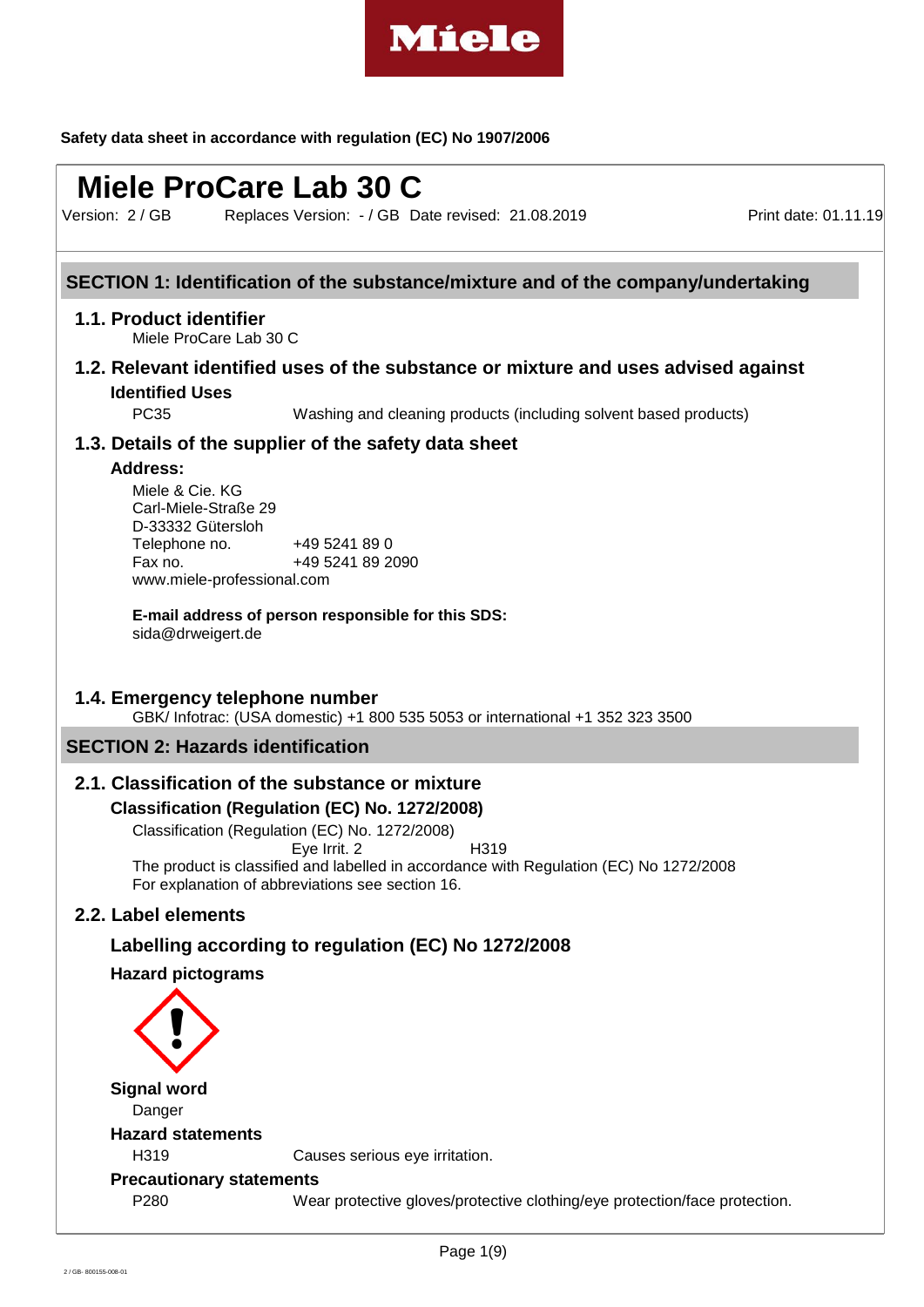Safety data sheet in accordance with regulation (EC) No 1907/2006

# Miele ProCare Lab 30 C

Version: 2 / GB    Replaces Version: - / GB    Date revised: 21.08.2019    Print date: 01.11.19

## SECTION 1: Identification of the substance/mixture and of the company/undertaking

### 1.1. Product identifier

Miele ProCare Lab 30 C

### 1.2. Relevant identified uses of the substance or mixture and uses advised against

**Identified Uses**

PC35    Washing and cleaning products (including solvent based products)

### 1.3. Details of the supplier of the safety data sheet

**Address:**

Miele & Cie. KG
Carl-Miele-Straße 29
D-33332 Gütersloh
Telephone no.    +49 5241 89 0
Fax no.    +49 5241 89 2090
www.miele-professional.com

**E-mail address of person responsible for this SDS:**
sida@drweigert.de

### 1.4. Emergency telephone number

GBK/ Infotrac: (USA domestic) +1 800 535 5053 or international +1 352 323 3500

## SECTION 2: Hazards identification

### 2.1. Classification of the substance or mixture

**Classification (Regulation (EC) No. 1272/2008)**

Classification (Regulation (EC) No. 1272/2008)
Eye Irrit. 2    H319
The product is classified and labelled in accordance with Regulation (EC) No 1272/2008
For explanation of abbreviations see section 16.

### 2.2. Label elements

**Labelling according to regulation (EC) No 1272/2008**

**Hazard pictograms**

**Signal word**

Danger

**Hazard statements**

H319    Causes serious eye irritation.

**Precautionary statements**

P280    Wear protective gloves/protective clothing/eye protection/face protection.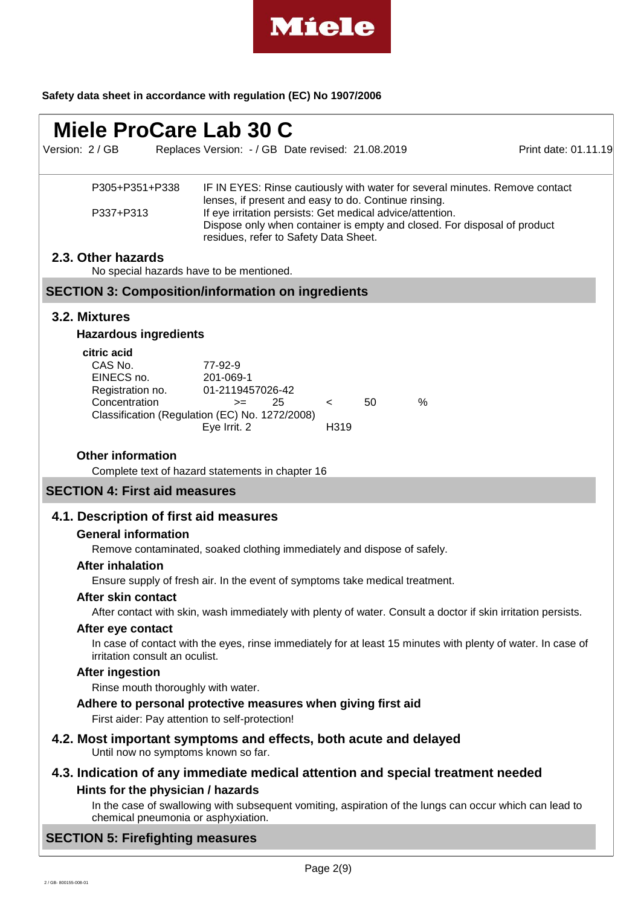# Miele ProCare Lab 30 C

Version: 2 / GB Replaces Version: - / GB Date revised: 21.08.2019 Print date: 01.11.19

| | |
|---|---|
| P305+P351+P338 | IF IN EYES: Rinse cautiously with water for several minutes. Remove contact lenses, if present and easy to do. Continue rinsing. |
| P337+P313 | If eye irritation persists: Get medical advice/attention.<br>Dispose only when container is empty and closed. For disposal of product residues, refer to Safety Data Sheet. |

### 2.3. Other hazards

No special hazards have to be mentioned.

## SECTION 3: Composition/information on ingredients

### 3.2. Mixtures

#### Hazardous ingredients

**citric acid**

| | |
|---|---|
| CAS No. | 77-92-9 |
| EINECS no. | 201-069-1 |
| Registration no. | 01-2119457026-42 |
| Concentration | >= 25 < 50 % |

Classification (Regulation (EC) No. 1272/2008)

Eye Irrit. 2 H319

#### Other information

Complete text of hazard statements in chapter 16

## SECTION 4: First aid measures

### 4.1. Description of first aid measures

#### General information

Remove contaminated, soaked clothing immediately and dispose of safely.

#### After inhalation

Ensure supply of fresh air. In the event of symptoms take medical treatment.

#### After skin contact

After contact with skin, wash immediately with plenty of water. Consult a doctor if skin irritation persists.

#### After eye contact

In case of contact with the eyes, rinse immediately for at least 15 minutes with plenty of water. In case of irritation consult an oculist.

#### After ingestion

Rinse mouth thoroughly with water.

#### Adhere to personal protective measures when giving first aid

First aider: Pay attention to self-protection!

### 4.2. Most important symptoms and effects, both acute and delayed

Until now no symptoms known so far.

### 4.3. Indication of any immediate medical attention and special treatment needed

#### Hints for the physician / hazards

In the case of swallowing with subsequent vomiting, aspiration of the lungs can occur which can lead to chemical pneumonia or asphyxiation.

## SECTION 5: Firefighting measures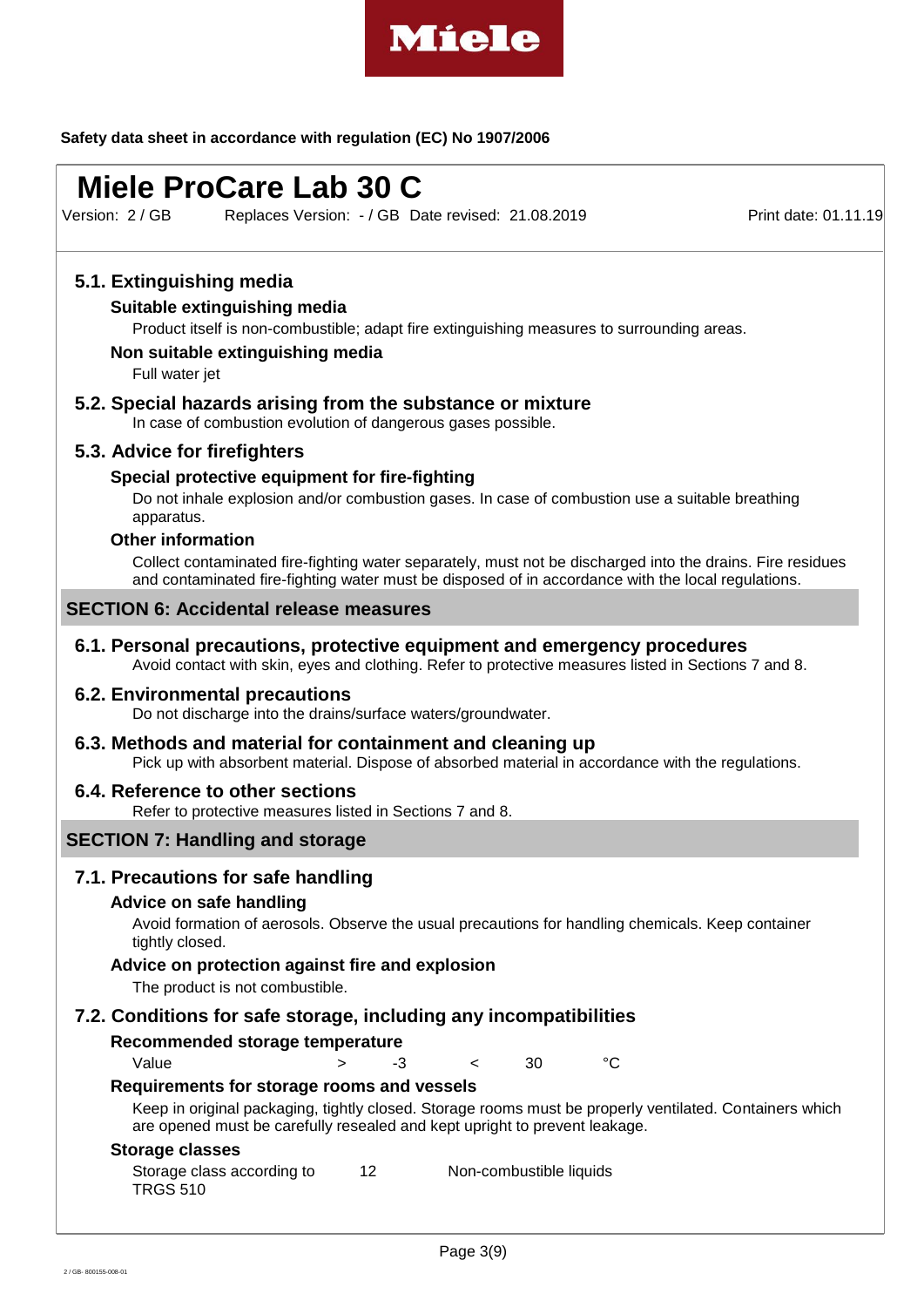Safety data sheet in accordance with regulation (EC) No 1907/2006

# Miele ProCare Lab 30 C

Version: 2 / GB Replaces Version: - / GB Date revised: 21.08.2019 Print date: 01.11.19

### 5.1. Extinguishing media

**Suitable extinguishing media**

Product itself is non-combustible; adapt fire extinguishing measures to surrounding areas.

**Non suitable extinguishing media**

Full water jet

### 5.2. Special hazards arising from the substance or mixture

In case of combustion evolution of dangerous gases possible.

### 5.3. Advice for firefighters

**Special protective equipment for fire-fighting**

Do not inhale explosion and/or combustion gases. In case of combustion use a suitable breathing apparatus.

**Other information**

Collect contaminated fire-fighting water separately, must not be discharged into the drains. Fire residues and contaminated fire-fighting water must be disposed of in accordance with the local regulations.

## SECTION 6: Accidental release measures

### 6.1. Personal precautions, protective equipment and emergency procedures

Avoid contact with skin, eyes and clothing. Refer to protective measures listed in Sections 7 and 8.

### 6.2. Environmental precautions

Do not discharge into the drains/surface waters/groundwater.

### 6.3. Methods and material for containment and cleaning up

Pick up with absorbent material. Dispose of absorbed material in accordance with the regulations.

### 6.4. Reference to other sections

Refer to protective measures listed in Sections 7 and 8.

## SECTION 7: Handling and storage

### 7.1. Precautions for safe handling

**Advice on safe handling**

Avoid formation of aerosols. Observe the usual precautions for handling chemicals. Keep container tightly closed.

**Advice on protection against fire and explosion**

The product is not combustible.

### 7.2. Conditions for safe storage, including any incompatibilities

**Recommended storage temperature**

| | | | | | |
|---|---|---|---|---|---|
| Value | > | -3 | < | 30 | °C |

**Requirements for storage rooms and vessels**

Keep in original packaging, tightly closed. Storage rooms must be properly ventilated. Containers which are opened must be carefully resealed and kept upright to prevent leakage.

**Storage classes**

| | | |
|---|---|---|
| Storage class according to TRGS 510 | 12 | Non-combustible liquids |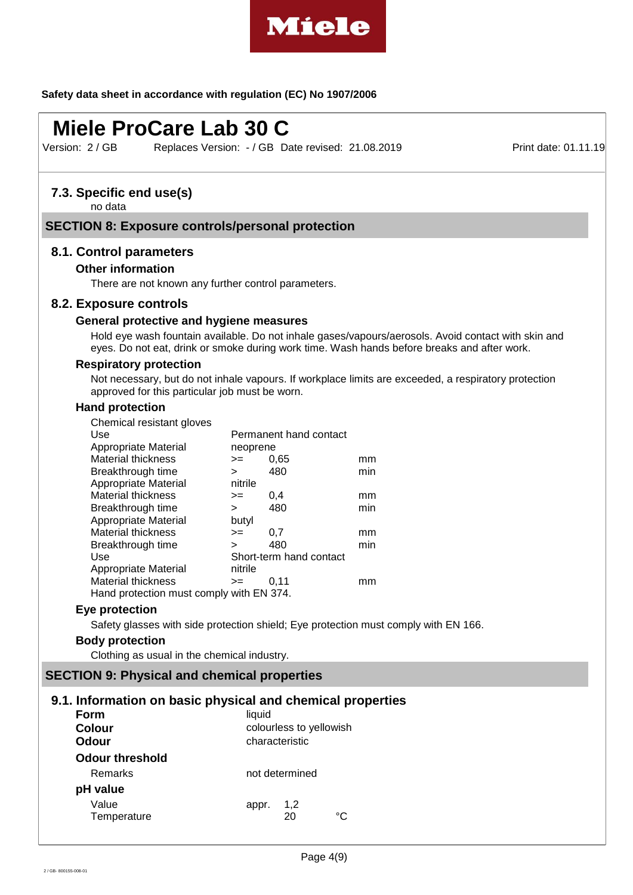### 7.3. Specific end use(s)

no data

## SECTION 8: Exposure controls/personal protection

### 8.1. Control parameters

**Other information**

There are not known any further control parameters.

### 8.2. Exposure controls

**General protective and hygiene measures**

Hold eye wash fountain available. Do not inhale gases/vapours/aerosols. Avoid contact with skin and eyes. Do not eat, drink or smoke during work time. Wash hands before breaks and after work.

**Respiratory protection**

Not necessary, but do not inhale vapours. If workplace limits are exceeded, a respiratory protection approved for this particular job must be worn.

**Hand protection**

Chemical resistant gloves

| | | | |
|---|---|---|---|
| Use | Permanent hand contact | | |
| Appropriate Material | neoprene | | |
| Material thickness | >= | 0,65 | mm |
| Breakthrough time | > | 480 | min |
| Appropriate Material | nitrile | | |
| Material thickness | >= | 0,4 | mm |
| Breakthrough time | > | 480 | min |
| Appropriate Material | butyl | | |
| Material thickness | >= | 0,7 | mm |
| Breakthrough time | > | 480 | min |
| Use | Short-term hand contact | | |
| Appropriate Material | nitrile | | |
| Material thickness | >= | 0,11 | mm |

Hand protection must comply with EN 374.

**Eye protection**

Safety glasses with side protection shield; Eye protection must comply with EN 166.

**Body protection**

Clothing as usual in the chemical industry.

## SECTION 9: Physical and chemical properties

### 9.1. Information on basic physical and chemical properties

| | |
|---|---|
| **Form** | liquid |
| **Colour** | colourless to yellowish |
| **Odour** | characteristic |

**Odour threshold**

| | |
|---|---|
| Remarks | not determined |

**pH value**

| | | | |
|---|---|---|---|
| Value | appr. | 1,2 | |
| Temperature | | 20 | °C |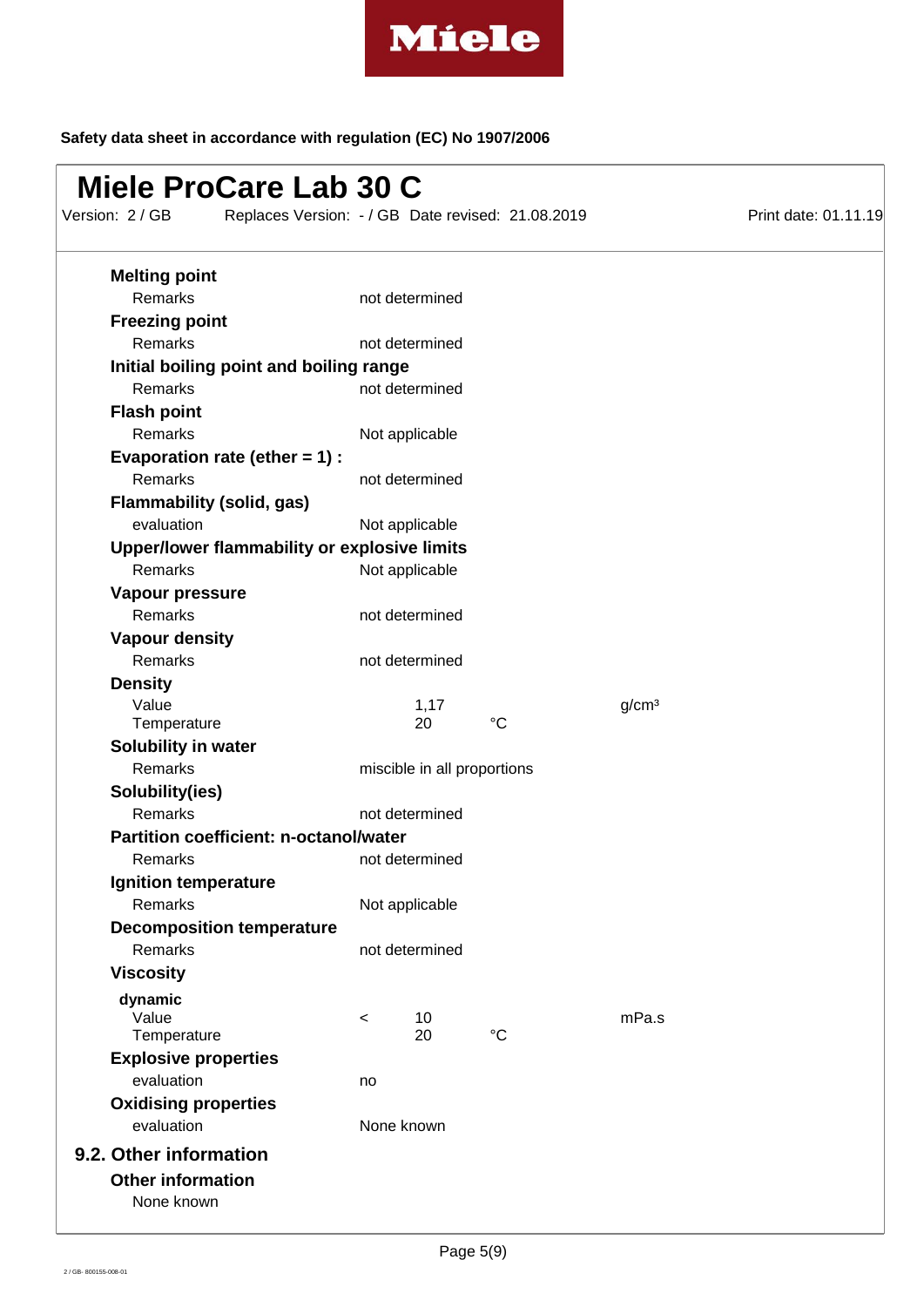**Melting point**

| | | | |
|---|---|---|---|
| Remarks | not determined | | |

**Freezing point**

| | | | |
|---|---|---|---|
| Remarks | not determined | | |

**Initial boiling point and boiling range**

| | | | |
|---|---|---|---|
| Remarks | not determined | | |

**Flash point**

| | | | |
|---|---|---|---|
| Remarks | Not applicable | | |

**Evaporation rate (ether = 1) :**

| | | | |
|---|---|---|---|
| Remarks | not determined | | |

**Flammability (solid, gas)**

| | | | |
|---|---|---|---|
| evaluation | Not applicable | | |

**Upper/lower flammability or explosive limits**

| | | | |
|---|---|---|---|
| Remarks | Not applicable | | |

**Vapour pressure**

| | | | |
|---|---|---|---|
| Remarks | not determined | | |

**Vapour density**

| | | | |
|---|---|---|---|
| Remarks | not determined | | |

**Density**

| | | | |
|---|---|---|---|
| Value | 1,17 | | g/cm³ |
| Temperature | 20 | °C | |

**Solubility in water**

| | | | |
|---|---|---|---|
| Remarks | miscible in all proportions | | |

**Solubility(ies)**

| | | | |
|---|---|---|---|
| Remarks | not determined | | |

**Partition coefficient: n-octanol/water**

| | | | |
|---|---|---|---|
| Remarks | not determined | | |

**Ignition temperature**

| | | | |
|---|---|---|---|
| Remarks | Not applicable | | |

**Decomposition temperature**

| | | | |
|---|---|---|---|
| Remarks | not determined | | |

**Viscosity**

**dynamic**

| | | | |
|---|---|---|---|
| Value | < 10 | | mPa.s |
| Temperature | 20 | °C | |

**Explosive properties**

| | | | |
|---|---|---|---|
| evaluation | no | | |

**Oxidising properties**

| | | | |
|---|---|---|---|
| evaluation | None known | | |

## 9.2. Other information

**Other information**

None known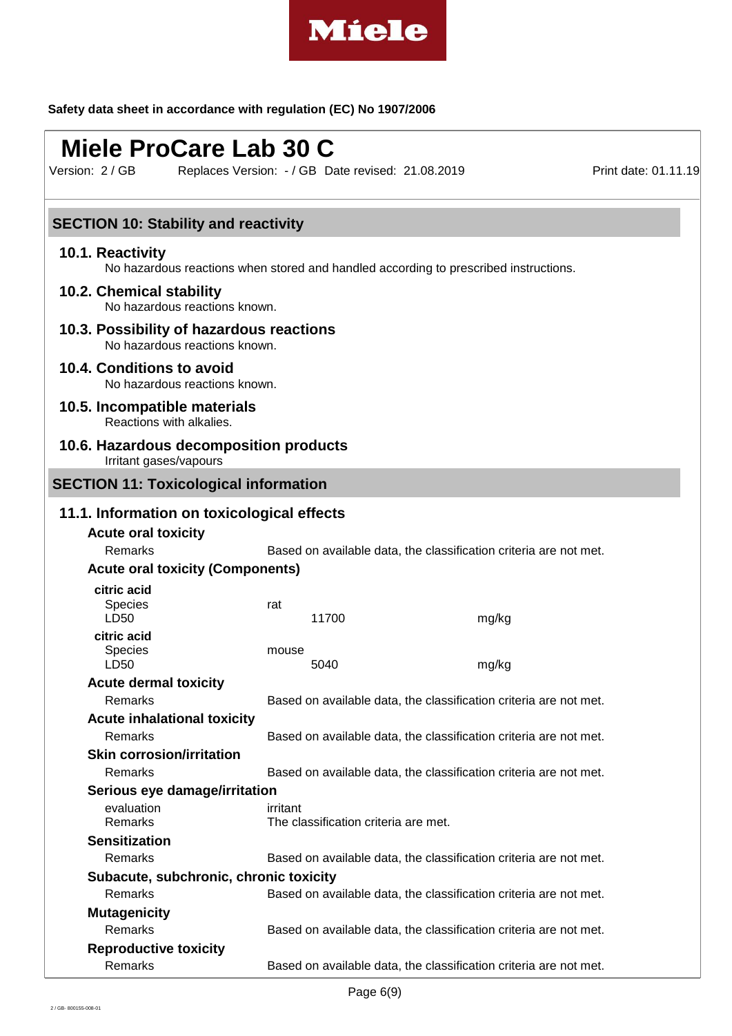# Miele ProCare Lab 30 C

Version: 2 / GB    Replaces Version: - / GB  Date revised: 21.08.2019    Print date: 01.11.19

## SECTION 10: Stability and reactivity

### 10.1. Reactivity

No hazardous reactions when stored and handled according to prescribed instructions.

### 10.2. Chemical stability

No hazardous reactions known.

### 10.3. Possibility of hazardous reactions

No hazardous reactions known.

### 10.4. Conditions to avoid

No hazardous reactions known.

### 10.5. Incompatible materials

Reactions with alkalies.

### 10.6. Hazardous decomposition products

Irritant gases/vapours

## SECTION 11: Toxicological information

### 11.1. Information on toxicological effects

**Acute oral toxicity**

| | | |
|---|---|---|
| Remarks | Based on available data, the classification criteria are not met. | |

**Acute oral toxicity (Components)**

**citric acid**

| | | |
|---|---|---|
| Species | rat | |
| LD50 | 11700 | mg/kg |

**citric acid**

| | | |
|---|---|---|
| Species | mouse | |
| LD50 | 5040 | mg/kg |

**Acute dermal toxicity**

| | |
|---|---|
| Remarks | Based on available data, the classification criteria are not met. |

**Acute inhalational toxicity**

| | |
|---|---|
| Remarks | Based on available data, the classification criteria are not met. |

**Skin corrosion/irritation**

| | |
|---|---|
| Remarks | Based on available data, the classification criteria are not met. |

**Serious eye damage/irritation**

| | |
|---|---|
| evaluation | irritant |
| Remarks | The classification criteria are met. |

**Sensitization**

| | |
|---|---|
| Remarks | Based on available data, the classification criteria are not met. |

**Subacute, subchronic, chronic toxicity**

| | |
|---|---|
| Remarks | Based on available data, the classification criteria are not met. |

**Mutagenicity**

| | |
|---|---|
| Remarks | Based on available data, the classification criteria are not met. |

**Reproductive toxicity**

| | |
|---|---|
| Remarks | Based on available data, the classification criteria are not met. |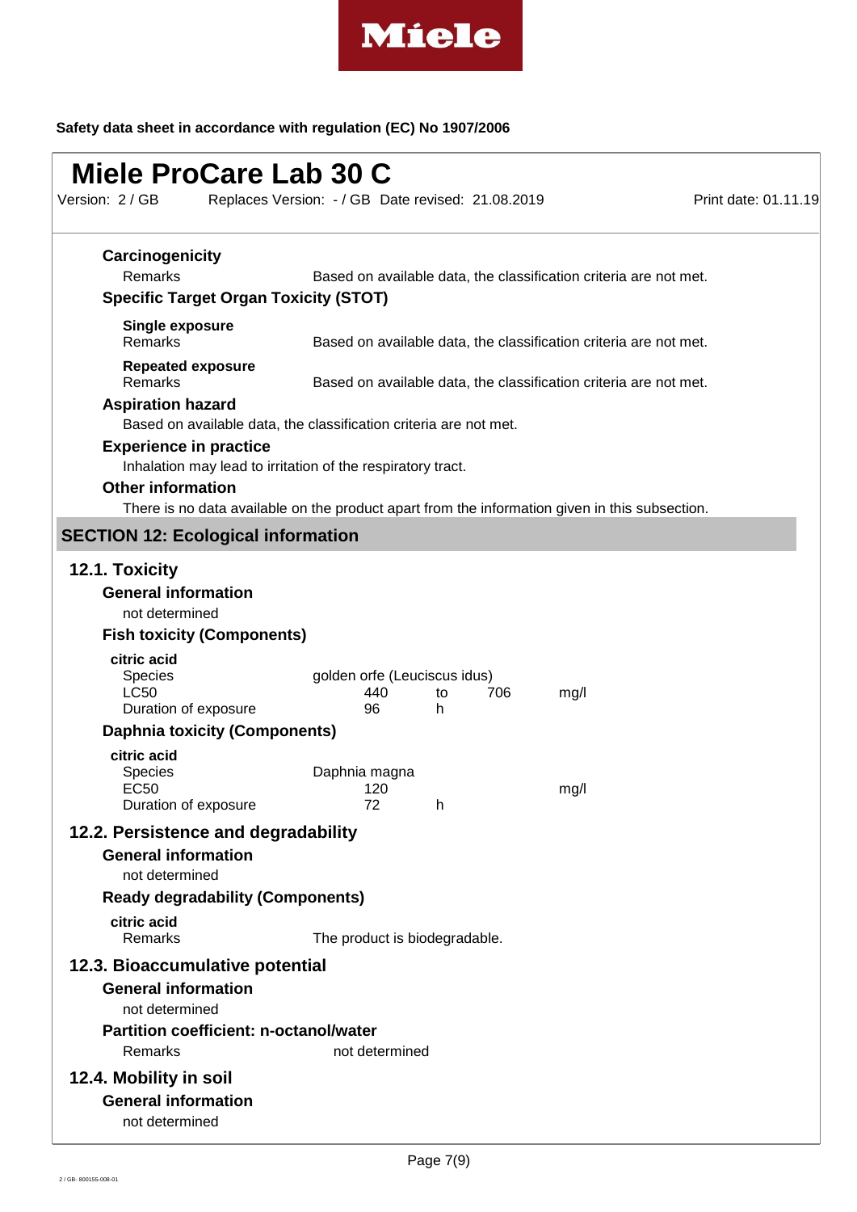#### Carcinogenicity

Remarks: Based on available data, the classification criteria are not met.

#### Specific Target Organ Toxicity (STOT)

**Single exposure**

Remarks: Based on available data, the classification criteria are not met.

**Repeated exposure**

Remarks: Based on available data, the classification criteria are not met.

#### Aspiration hazard

Based on available data, the classification criteria are not met.

#### Experience in practice

Inhalation may lead to irritation of the respiratory tract.

#### Other information

There is no data available on the product apart from the information given in this subsection.

## SECTION 12: Ecological information

### 12.1. Toxicity

#### General information

not determined

#### Fish toxicity (Components)

**citric acid**

| | | | | |
|---|---|---|---|---|
| Species | golden orfe (Leuciscus idus) | | | |
| LC50 | 440 | to | 706 | mg/l |
| Duration of exposure | 96 | h | | |

#### Daphnia toxicity (Components)

**citric acid**

| | | | |
|---|---|---|---|
| Species | Daphnia magna | | |
| EC50 | 120 | | mg/l |
| Duration of exposure | 72 | h | |

### 12.2. Persistence and degradability

#### General information

not determined

#### Ready degradability (Components)

**citric acid**

Remarks: The product is biodegradable.

### 12.3. Bioaccumulative potential

#### General information

not determined

#### Partition coefficient: n-octanol/water

Remarks: not determined

### 12.4. Mobility in soil

#### General information

not determined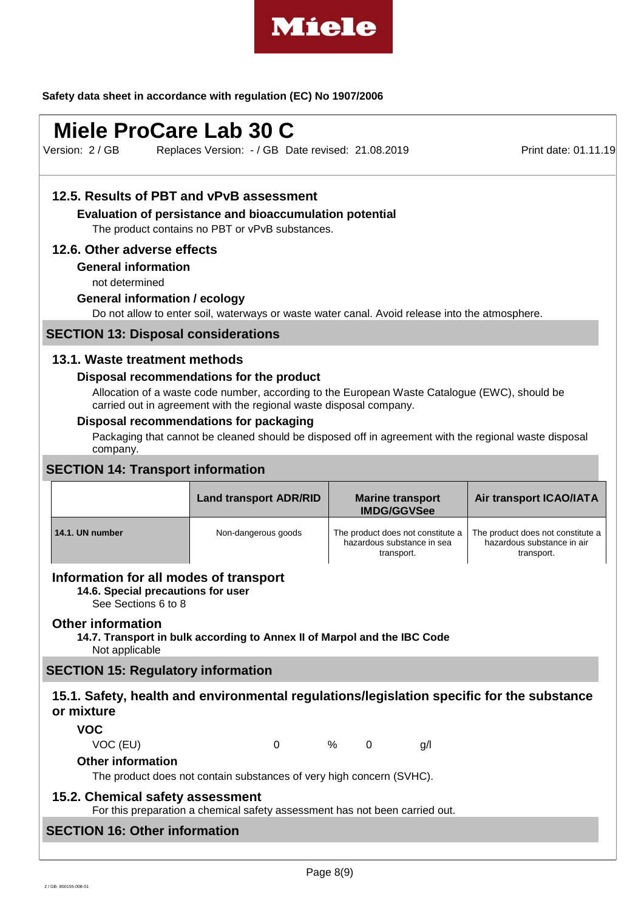### 12.5. Results of PBT and vPvB assessment

**Evaluation of persistance and bioaccumulation potential**

The product contains no PBT or vPvB substances.

### 12.6. Other adverse effects

**General information**

not determined

**General information / ecology**

Do not allow to enter soil, waterways or waste water canal. Avoid release into the atmosphere.

## SECTION 13: Disposal considerations

### 13.1. Waste treatment methods

**Disposal recommendations for the product**

Allocation of a waste code number, according to the European Waste Catalogue (EWC), should be carried out in agreement with the regional waste disposal company.

**Disposal recommendations for packaging**

Packaging that cannot be cleaned should be disposed off in agreement with the regional waste disposal company.

## SECTION 14: Transport information

| | Land transport ADR/RID | Marine transport IMDG/GGVSee | Air transport ICAO/IATA |
|---|---|---|---|
| **14.1. UN number** | Non-dangerous goods | The product does not constitute a hazardous substance in sea transport. | The product does not constitute a hazardous substance in air transport. |

### Information for all modes of transport

**14.6. Special precautions for user**

See Sections 6 to 8

### Other information

**14.7. Transport in bulk according to Annex II of Marpol and the IBC Code**

Not applicable

## SECTION 15: Regulatory information

### 15.1. Safety, health and environmental regulations/legislation specific for the substance or mixture

**VOC**

VOC (EU) 0 % 0 g/l

**Other information**

The product does not contain substances of very high concern (SVHC).

### 15.2. Chemical safety assessment

For this preparation a chemical safety assessment has not been carried out.

## SECTION 16: Other information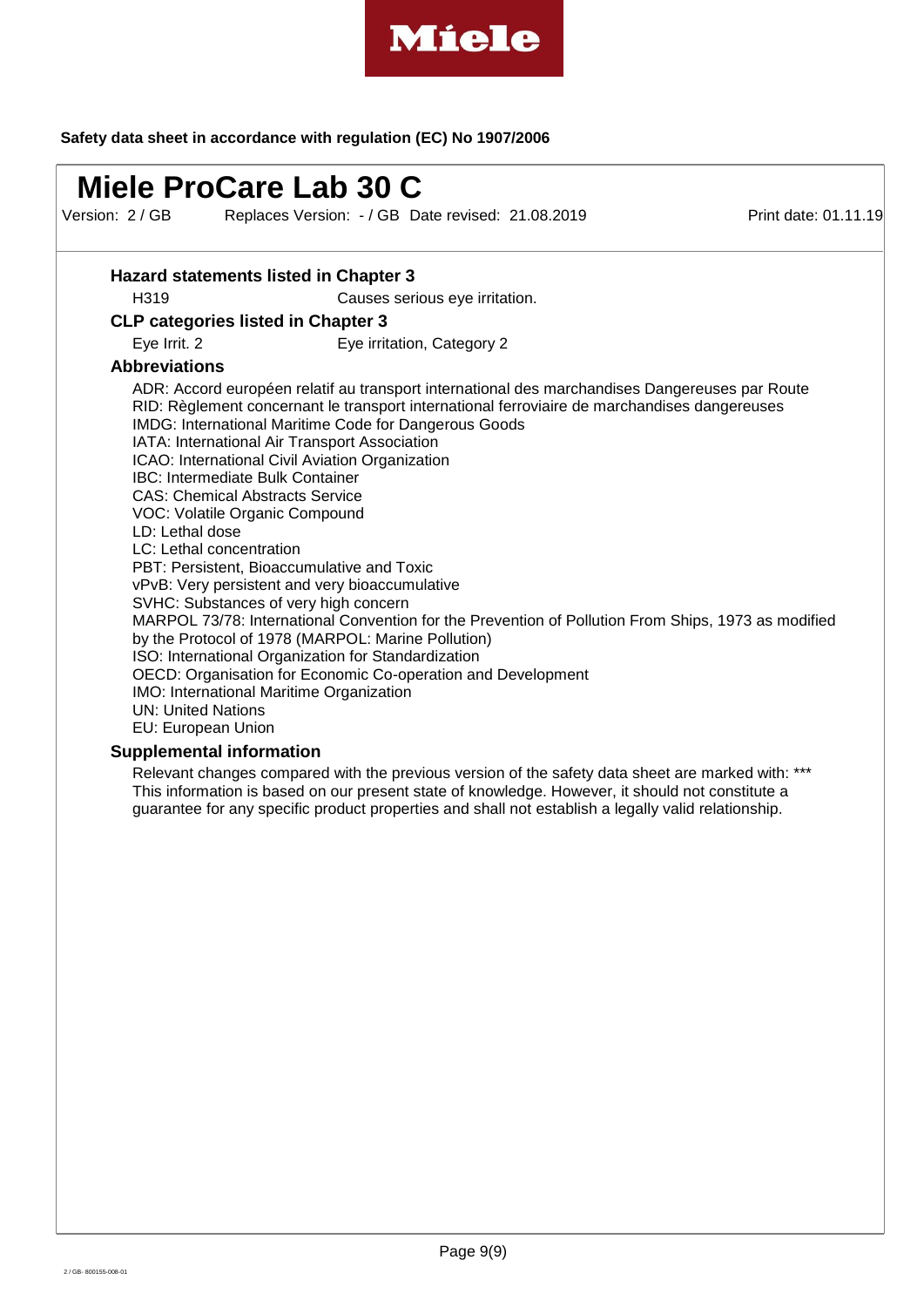#### Hazard statements listed in Chapter 3

| | |
|---|---|
| H319 | Causes serious eye irritation. |

#### CLP categories listed in Chapter 3

| | |
|---|---|
| Eye Irrit. 2 | Eye irritation, Category 2 |

#### Abbreviations

ADR: Accord européen relatif au transport international des marchandises Dangereuses par Route
RID: Règlement concernant le transport international ferroviaire de marchandises dangereuses
IMDG: International Maritime Code for Dangerous Goods
IATA: International Air Transport Association
ICAO: International Civil Aviation Organization
IBC: Intermediate Bulk Container
CAS: Chemical Abstracts Service
VOC: Volatile Organic Compound
LD: Lethal dose
LC: Lethal concentration
PBT: Persistent, Bioaccumulative and Toxic
vPvB: Very persistent and very bioaccumulative
SVHC: Substances of very high concern
MARPOL 73/78: International Convention for the Prevention of Pollution From Ships, 1973 as modified by the Protocol of 1978 (MARPOL: Marine Pollution)
ISO: International Organization for Standardization
OECD: Organisation for Economic Co-operation and Development
IMO: International Maritime Organization
UN: United Nations
EU: European Union

#### Supplemental information

Relevant changes compared with the previous version of the safety data sheet are marked with: ***
This information is based on our present state of knowledge. However, it should not constitute a guarantee for any specific product properties and shall not establish a legally valid relationship.